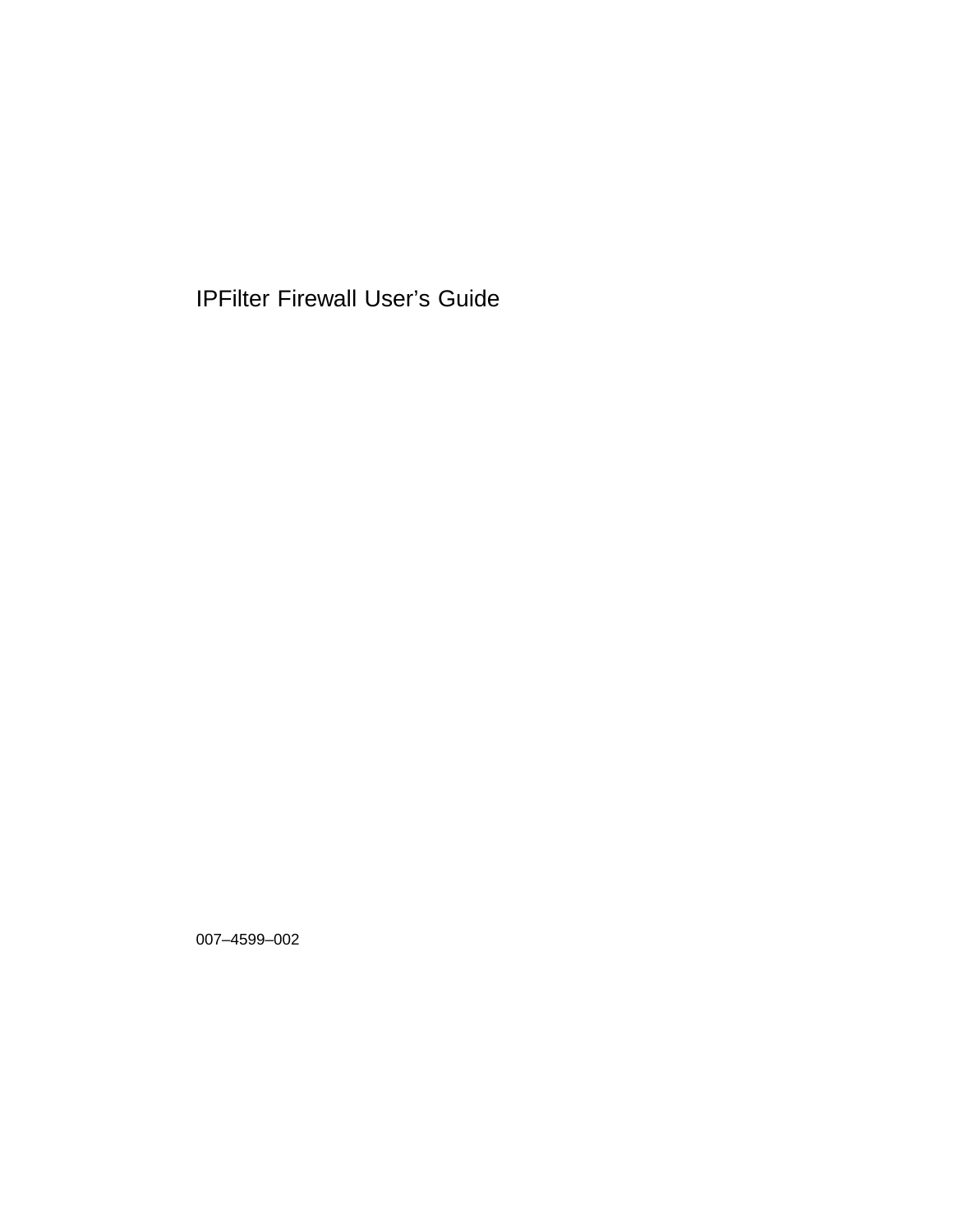# IPFilter Firewall User's Guide

007–4599–002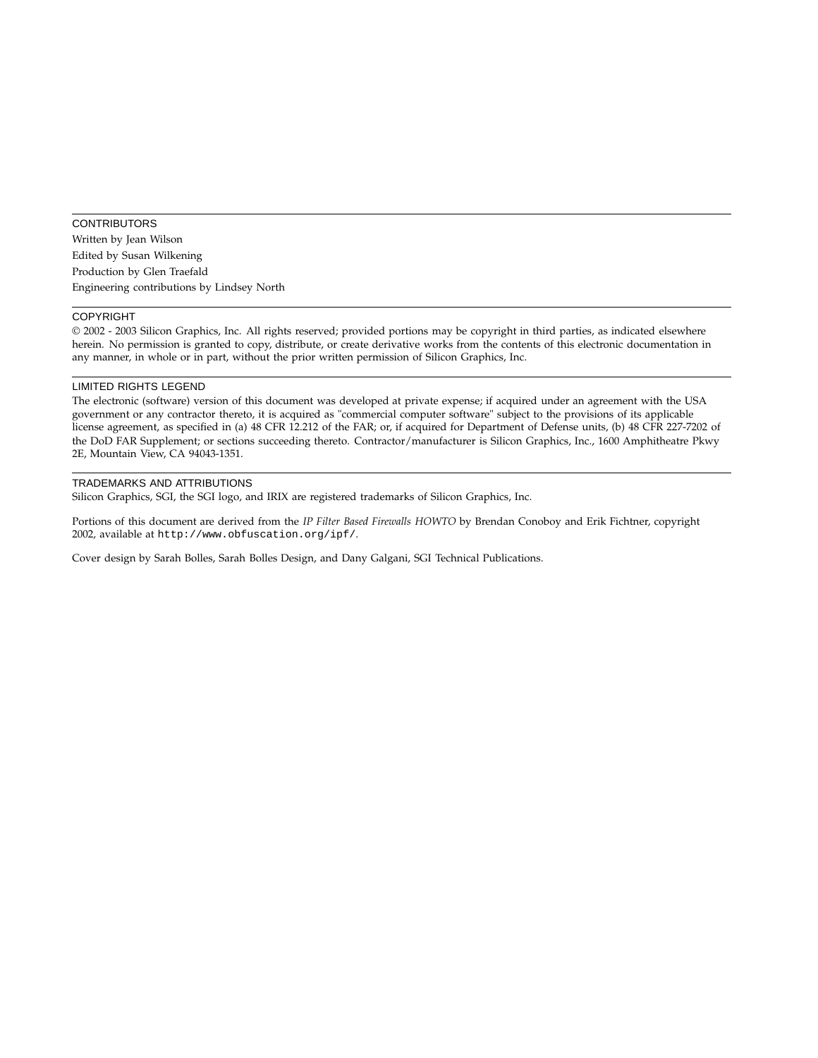## CONTRIBUTORS

Written by Jean Wilson

Edited by Susan Wilkening

Production by Glen Traefald

Engineering contributions by Lindsey North

## COPYRIGHT

© 2002 - 2003 Silicon Graphics, Inc. All rights reserved; provided portions may be copyright in third parties, as indicated elsewhere herein. No permission is granted to copy, distribute, or create derivative works from the contents of this electronic documentation in any manner, in whole or in part, without the prior written permission of Silicon Graphics, Inc.

## LIMITED RIGHTS LEGEND

The electronic (software) version of this document was developed at private expense; if acquired under an agreement with the USA government or any contractor thereto, it is acquired as "commercial computer software" subject to the provisions of its applicable license agreement, as specified in (a) 48 CFR 12.212 of the FAR; or, if acquired for Department of Defense units, (b) 48 CFR 227-7202 of the DoD FAR Supplement; or sections succeeding thereto. Contractor/manufacturer is Silicon Graphics, Inc., 1600 Amphitheatre Pkwy 2E, Mountain View, CA 94043-1351.

## TRADEMARKS AND ATTRIBUTIONS

Silicon Graphics, SGI, the SGI logo, and IRIX are registered trademarks of Silicon Graphics, Inc.

Portions of this document are derived from the *IP Filter Based Firewalls HOWTO* by Brendan Conoboy and Erik Fichtner, copyright 2002, available at `http://www.obfuscation.org/ipf/`.

Cover design by Sarah Bolles, Sarah Bolles Design, and Dany Galgani, SGI Technical Publications.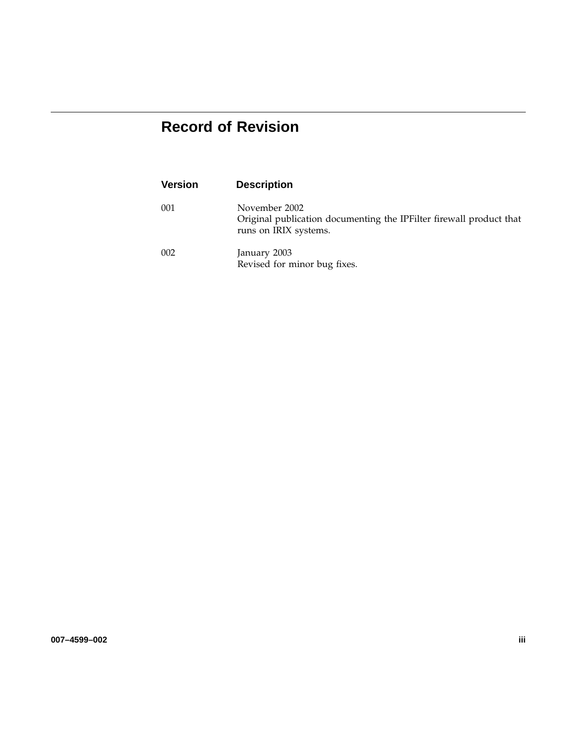# Record of Revision

| Version | Description |
| --- | --- |
| 001 | November 2002<br>Original publication documenting the IPFilter firewall product that runs on IRIX systems. |
| 002 | January 2003<br>Revised for minor bug fixes. |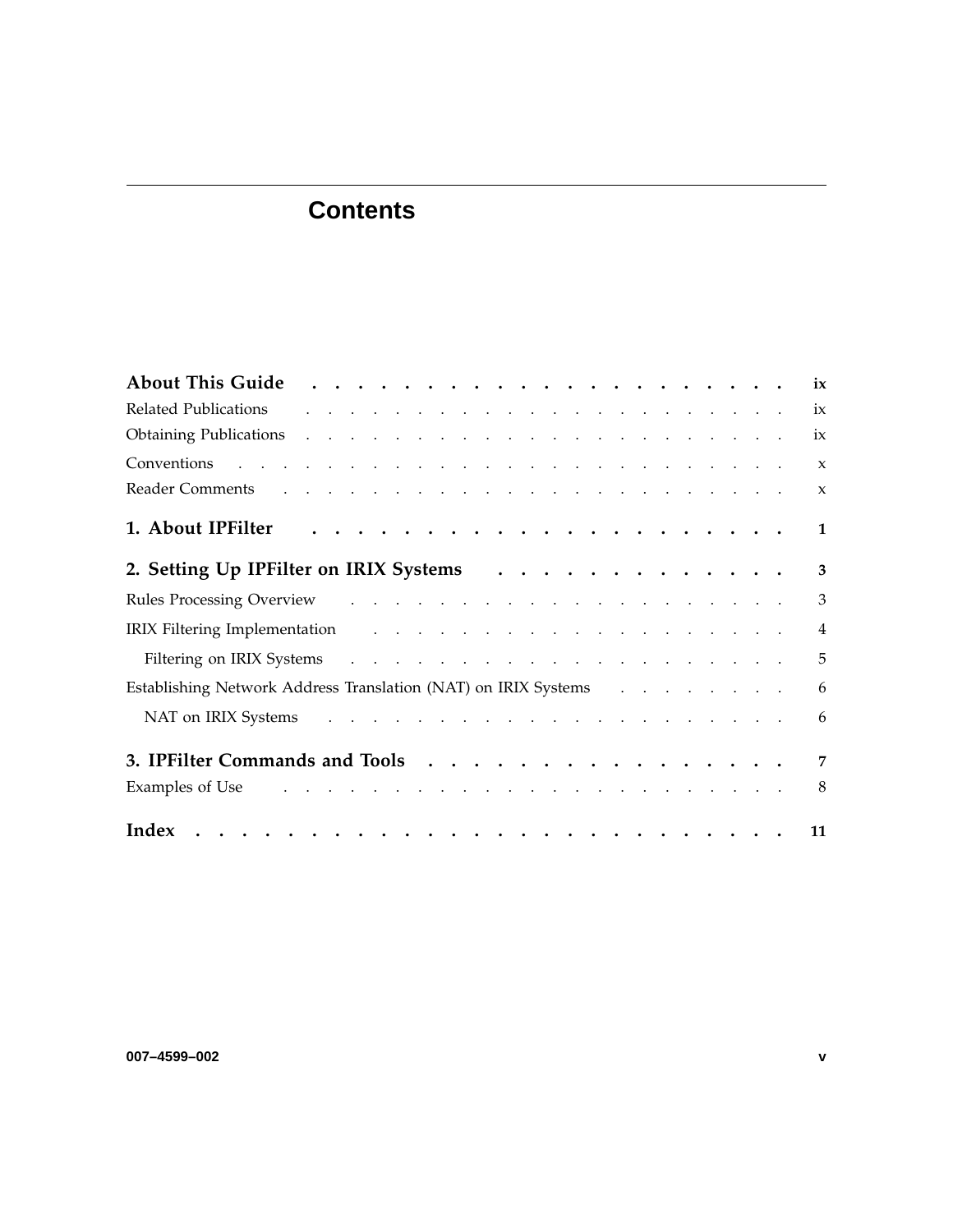# Contents

**About This Guide** ix

Related Publications ix

Obtaining Publications ix

Conventions x

Reader Comments x

**1. About IPFilter** 1

**2. Setting Up IPFilter on IRIX Systems** 3

Rules Processing Overview 3

IRIX Filtering Implementation 4

- Filtering on IRIX Systems 5

Establishing Network Address Translation (NAT) on IRIX Systems 6

- NAT on IRIX Systems 6

**3. IPFilter Commands and Tools** 7

Examples of Use 8

**Index** 11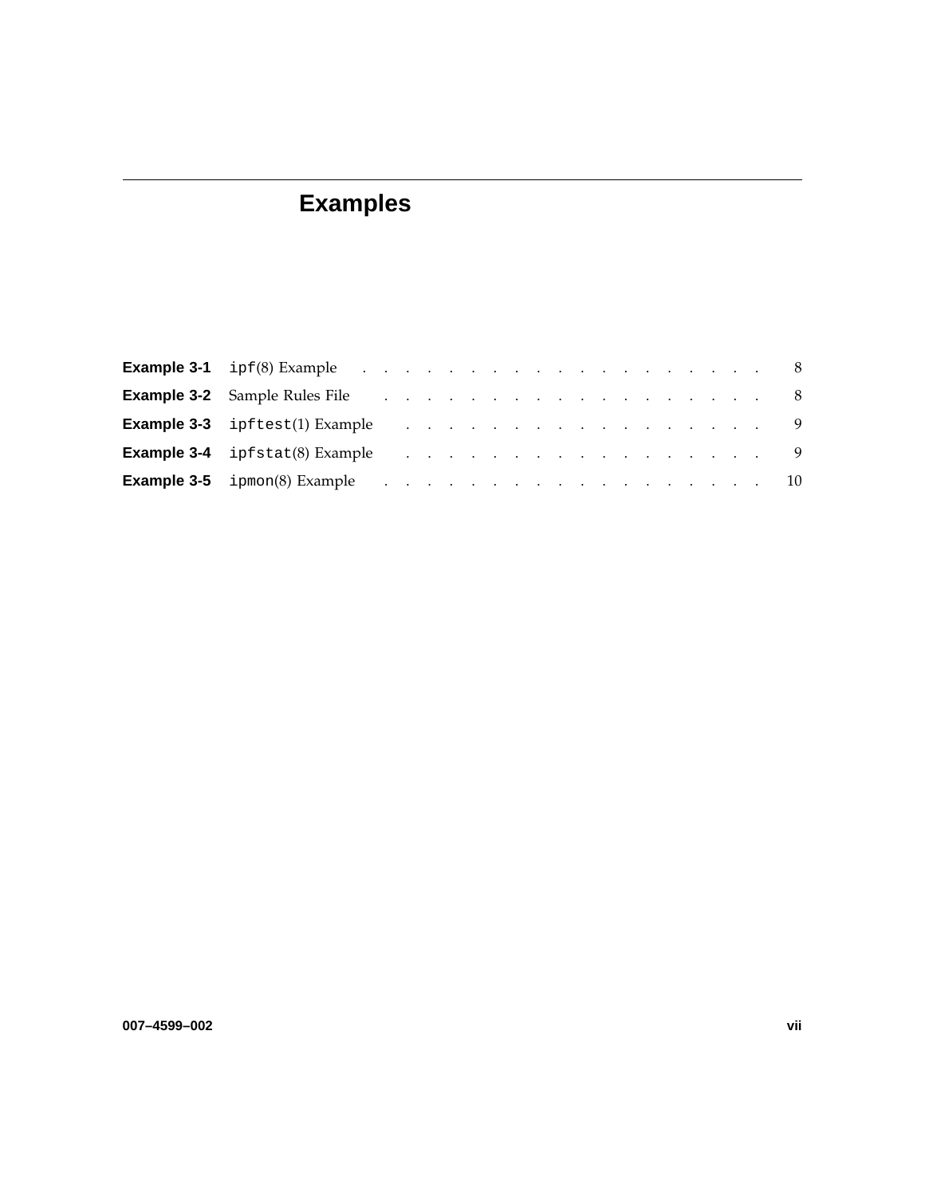# Examples

**Example 3-1** `ipf`(8) Example . . . . . . . . . . . . . . . . . . . 8

**Example 3-2** Sample Rules File . . . . . . . . . . . . . . . . . . . 8

**Example 3-3** `ipftest`(1) Example . . . . . . . . . . . . . . . . . 9

**Example 3-4** `ipfstat`(8) Example . . . . . . . . . . . . . . . . . 9

**Example 3-5** `ipmon`(8) Example . . . . . . . . . . . . . . . . . . 10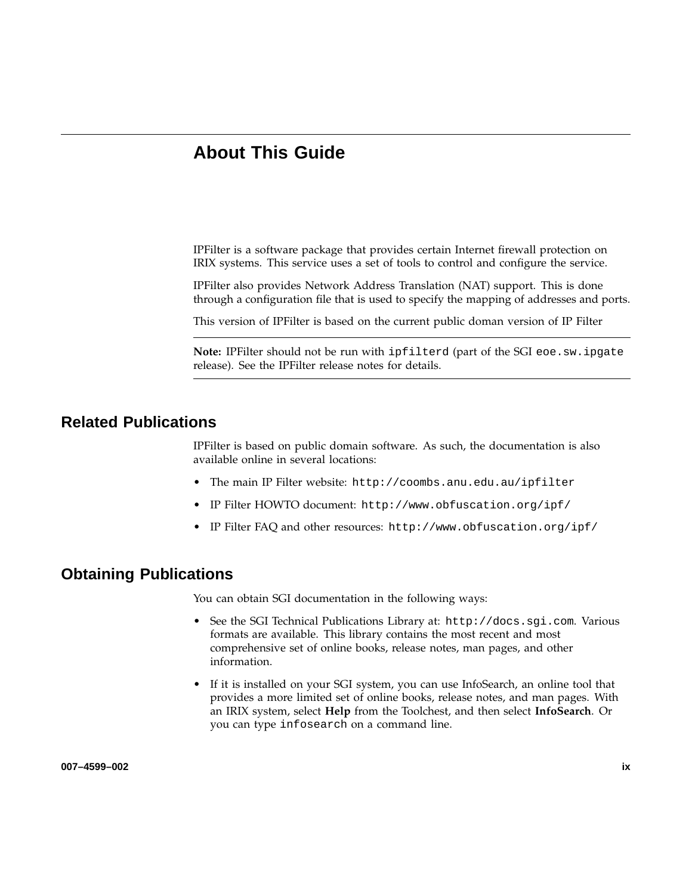# About This Guide

IPFilter is a software package that provides certain Internet firewall protection on IRIX systems. This service uses a set of tools to control and configure the service.

IPFilter also provides Network Address Translation (NAT) support. This is done through a configuration file that is used to specify the mapping of addresses and ports.

This version of IPFilter is based on the current public doman version of IP Filter

---

**Note:** IPFilter should not be run with `ipfilterd` (part of the SGI `eoe.sw.ipgate` release). See the IPFilter release notes for details.

---

## Related Publications

IPFilter is based on public domain software. As such, the documentation is also available online in several locations:

- The main IP Filter website: `http://coombs.anu.edu.au/ipfilter`
- IP Filter HOWTO document: `http://www.obfuscation.org/ipf/`
- IP Filter FAQ and other resources: `http://www.obfuscation.org/ipf/`

## Obtaining Publications

You can obtain SGI documentation in the following ways:

- See the SGI Technical Publications Library at: `http://docs.sgi.com`. Various formats are available. This library contains the most recent and most comprehensive set of online books, release notes, man pages, and other information.
- If it is installed on your SGI system, you can use InfoSearch, an online tool that provides a more limited set of online books, release notes, and man pages. With an IRIX system, select **Help** from the Toolchest, and then select **InfoSearch**. Or you can type `infosearch` on a command line.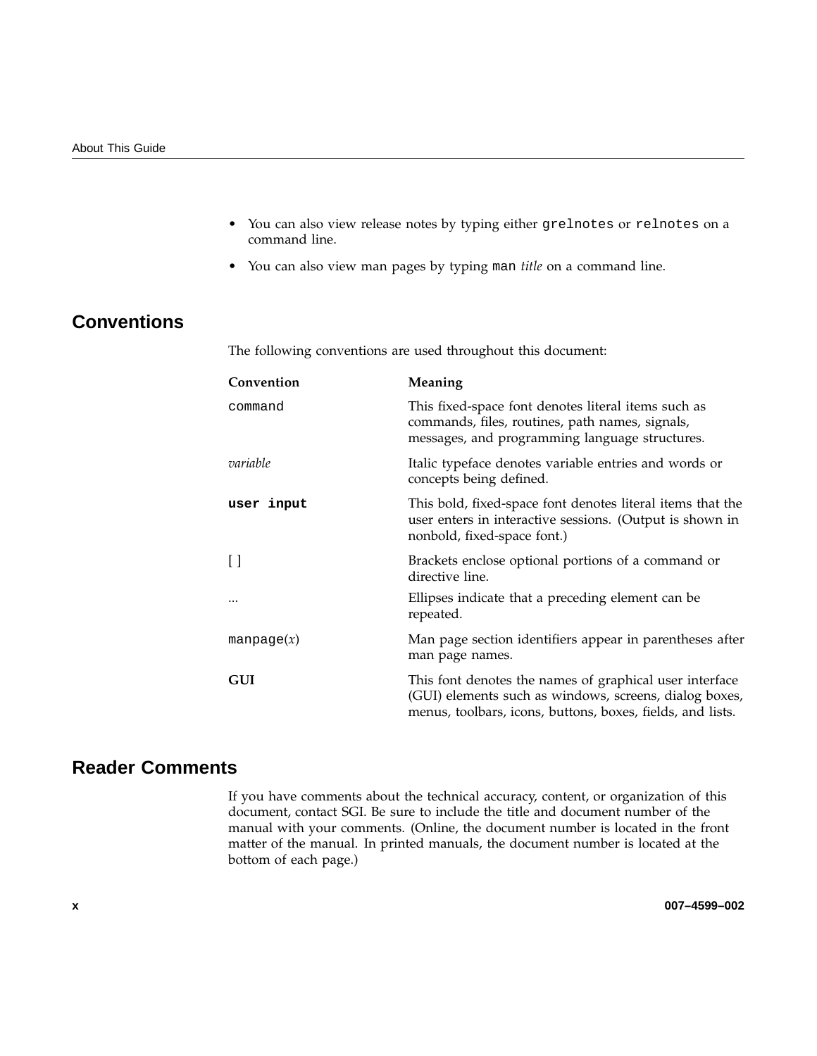- You can also view release notes by typing either `grelnotes` or `relnotes` on a command line.
- You can also view man pages by typing `man` *title* on a command line.

## Conventions

The following conventions are used throughout this document:

| Convention | Meaning |
| --- | --- |
| `command` | This fixed-space font denotes literal items such as commands, files, routines, path names, signals, messages, and programming language structures. |
| *variable* | Italic typeface denotes variable entries and words or concepts being defined. |
| **`user input`** | This bold, fixed-space font denotes literal items that the user enters in interactive sessions. (Output is shown in nonbold, fixed-space font.) |
| [ ] | Brackets enclose optional portions of a command or directive line. |
| ... | Ellipses indicate that a preceding element can be repeated. |
| `manpage`(*x*) | Man page section identifiers appear in parentheses after man page names. |
| **GUI** | This font denotes the names of graphical user interface (GUI) elements such as windows, screens, dialog boxes, menus, toolbars, icons, buttons, boxes, fields, and lists. |

## Reader Comments

If you have comments about the technical accuracy, content, or organization of this document, contact SGI. Be sure to include the title and document number of the manual with your comments. (Online, the document number is located in the front matter of the manual. In printed manuals, the document number is located at the bottom of each page.)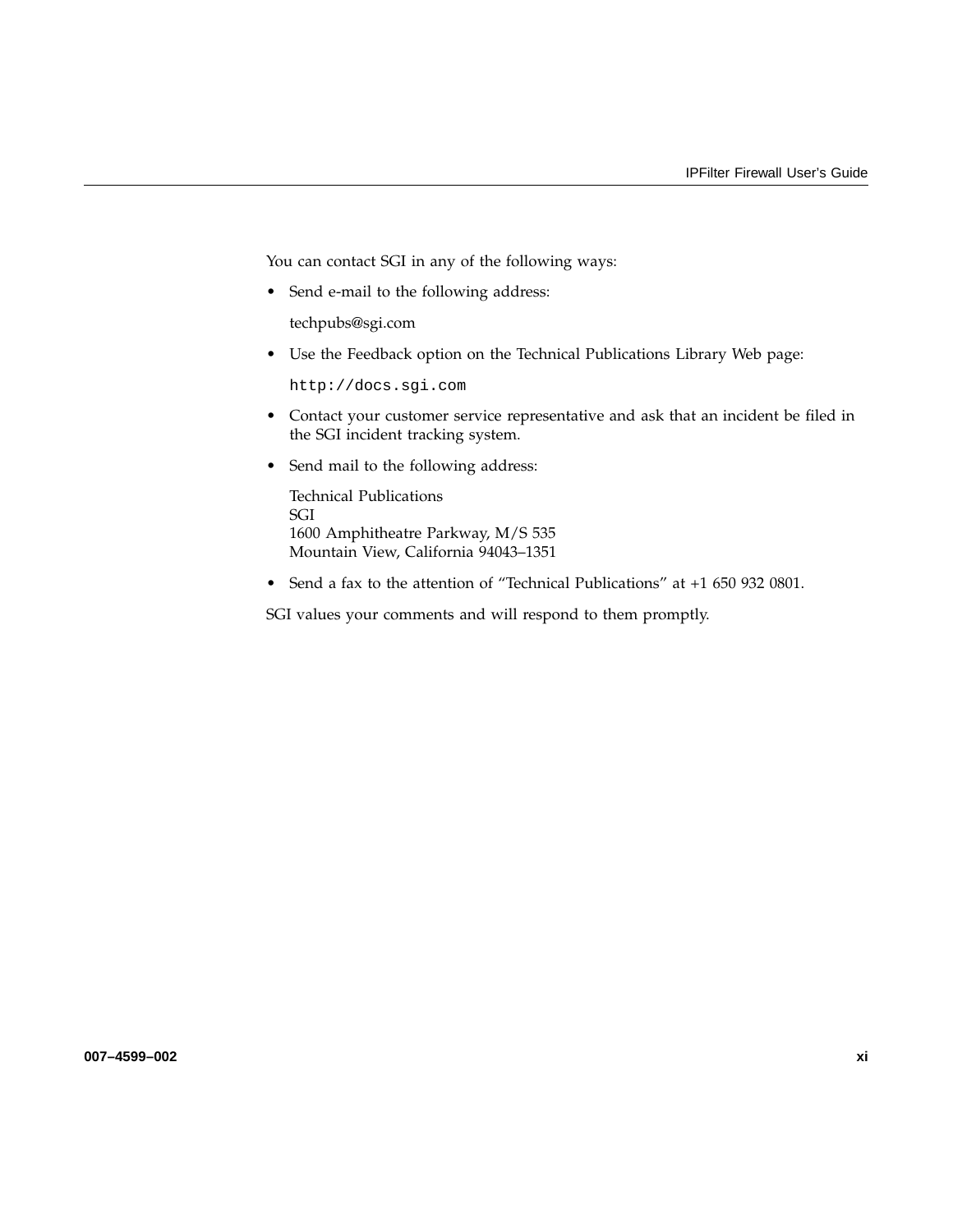You can contact SGI in any of the following ways:

- Send e-mail to the following address:

  techpubs@sgi.com

- Use the Feedback option on the Technical Publications Library Web page:

  `http://docs.sgi.com`

- Contact your customer service representative and ask that an incident be filed in the SGI incident tracking system.

- Send mail to the following address:

  Technical Publications
  SGI
  1600 Amphitheatre Parkway, M/S 535
  Mountain View, California 94043–1351

- Send a fax to the attention of "Technical Publications" at +1 650 932 0801.

SGI values your comments and will respond to them promptly.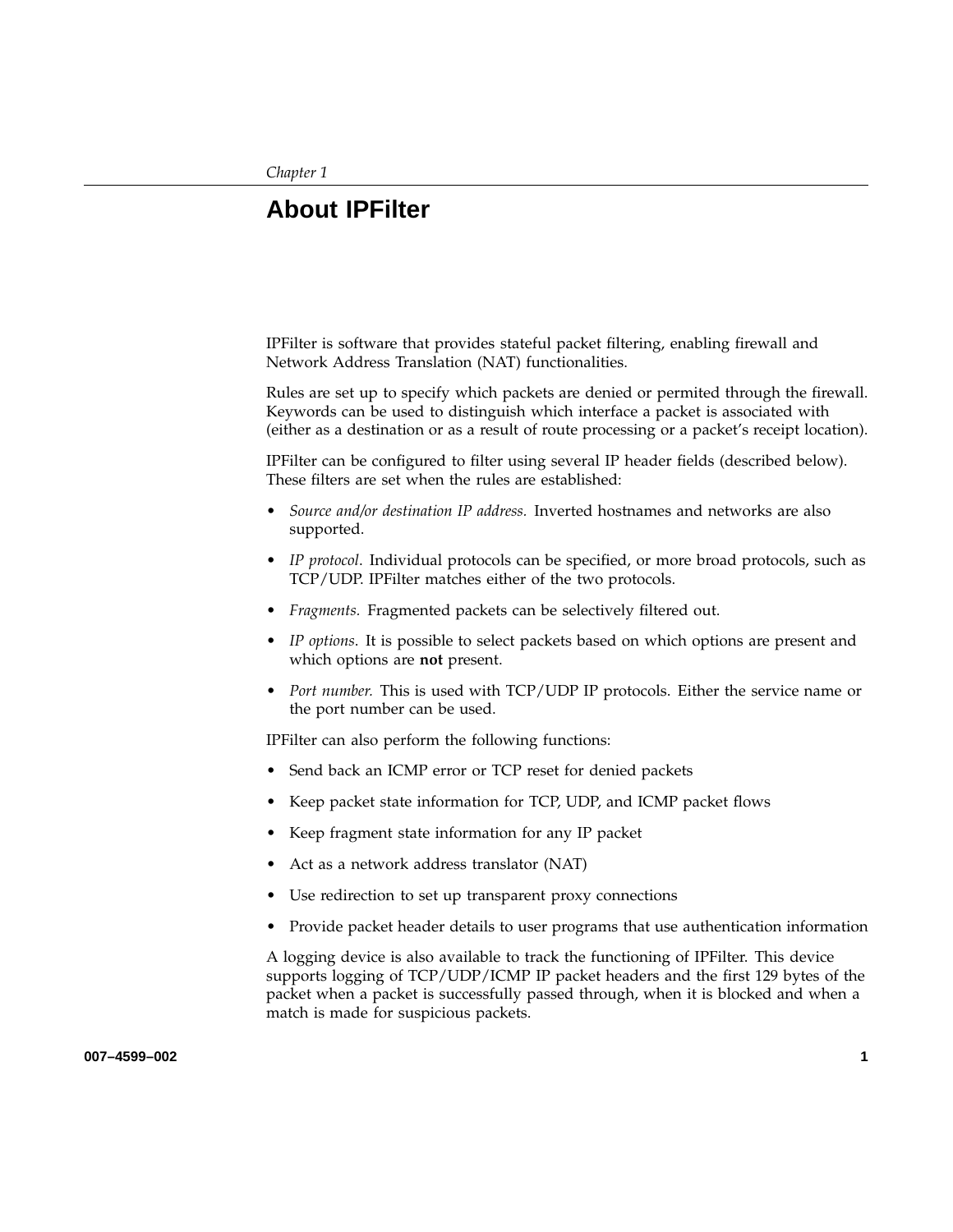*Chapter 1*

# About IPFilter

IPFilter is software that provides stateful packet filtering, enabling firewall and Network Address Translation (NAT) functionalities.

Rules are set up to specify which packets are denied or permited through the firewall. Keywords can be used to distinguish which interface a packet is associated with (either as a destination or as a result of route processing or a packet's receipt location).

IPFilter can be configured to filter using several IP header fields (described below). These filters are set when the rules are established:

- *Source and/or destination IP address.* Inverted hostnames and networks are also supported.
- *IP protocol*. Individual protocols can be specified, or more broad protocols, such as TCP/UDP. IPFilter matches either of the two protocols.
- *Fragments.* Fragmented packets can be selectively filtered out.
- *IP options*. It is possible to select packets based on which options are present and which options are **not** present.
- *Port number.* This is used with TCP/UDP IP protocols. Either the service name or the port number can be used.

IPFilter can also perform the following functions:

- Send back an ICMP error or TCP reset for denied packets
- Keep packet state information for TCP, UDP, and ICMP packet flows
- Keep fragment state information for any IP packet
- Act as a network address translator (NAT)
- Use redirection to set up transparent proxy connections
- Provide packet header details to user programs that use authentication information

A logging device is also available to track the functioning of IPFilter. This device supports logging of TCP/UDP/ICMP IP packet headers and the first 129 bytes of the packet when a packet is successfully passed through, when it is blocked and when a match is made for suspicious packets.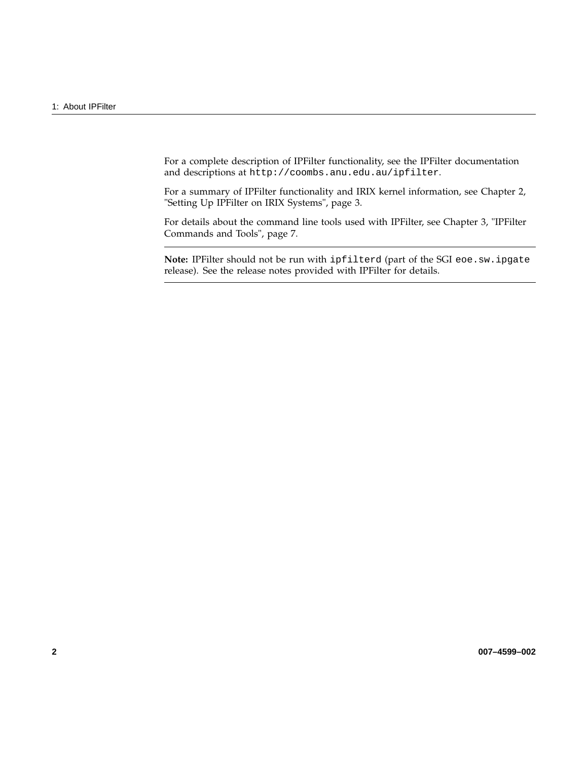For a complete description of IPFilter functionality, see the IPFilter documentation and descriptions at `http://coombs.anu.edu.au/ipfilter`.

For a summary of IPFilter functionality and IRIX kernel information, see Chapter 2, "Setting Up IPFilter on IRIX Systems", page 3.

For details about the command line tools used with IPFilter, see Chapter 3, "IPFilter Commands and Tools", page 7.

---

**Note:** IPFilter should not be run with `ipfilterd` (part of the SGI `eoe.sw.ipgate` release). See the release notes provided with IPFilter for details.

---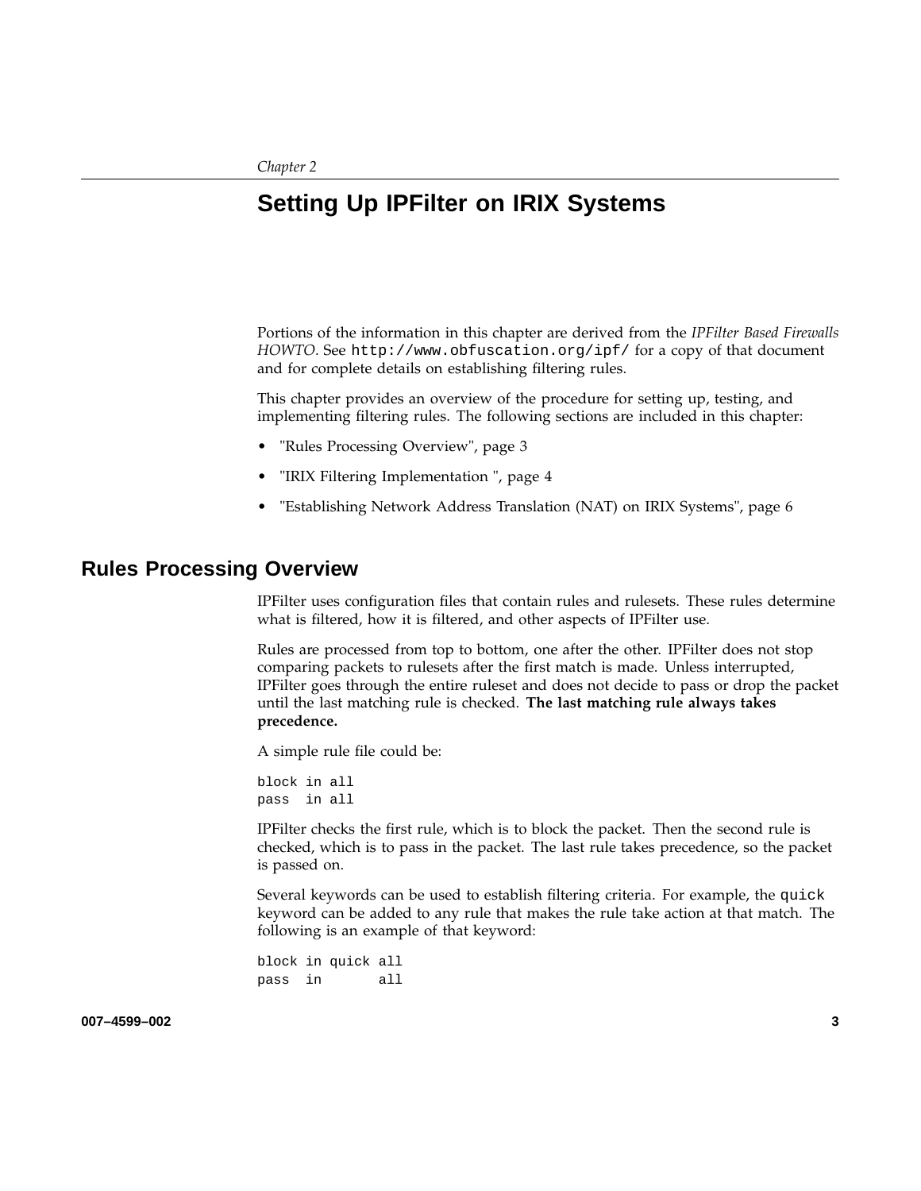*Chapter 2*

# Setting Up IPFilter on IRIX Systems

Portions of the information in this chapter are derived from the *IPFilter Based Firewalls HOWTO*. See `http://www.obfuscation.org/ipf/` for a copy of that document and for complete details on establishing filtering rules.

This chapter provides an overview of the procedure for setting up, testing, and implementing filtering rules. The following sections are included in this chapter:

- "Rules Processing Overview", page 3
- "IRIX Filtering Implementation ", page 4
- "Establishing Network Address Translation (NAT) on IRIX Systems", page 6

## Rules Processing Overview

IPFilter uses configuration files that contain rules and rulesets. These rules determine what is filtered, how it is filtered, and other aspects of IPFilter use.

Rules are processed from top to bottom, one after the other. IPFilter does not stop comparing packets to rulesets after the first match is made. Unless interrupted, IPFilter goes through the entire ruleset and does not decide to pass or drop the packet until the last matching rule is checked. **The last matching rule always takes precedence.**

A simple rule file could be:

```
block in all
pass  in all
```

IPFilter checks the first rule, which is to block the packet. Then the second rule is checked, which is to pass in the packet. The last rule takes precedence, so the packet is passed on.

Several keywords can be used to establish filtering criteria. For example, the `quick` keyword can be added to any rule that makes the rule take action at that match. The following is an example of that keyword:

```
block in quick all
pass  in       all
```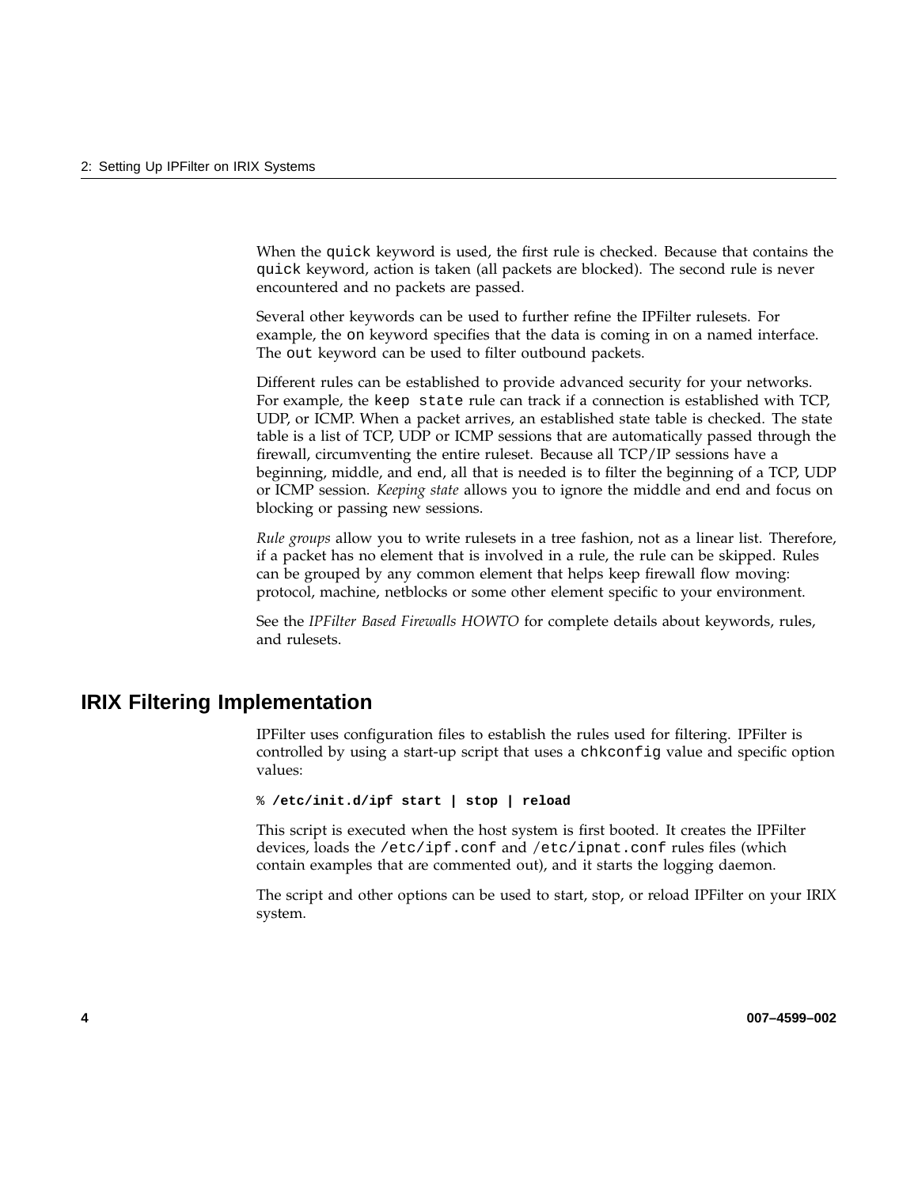When the `quick` keyword is used, the first rule is checked. Because that contains the `quick` keyword, action is taken (all packets are blocked). The second rule is never encountered and no packets are passed.

Several other keywords can be used to further refine the IPFilter rulesets. For example, the `on` keyword specifies that the data is coming in on a named interface. The `out` keyword can be used to filter outbound packets.

Different rules can be established to provide advanced security for your networks. For example, the `keep state` rule can track if a connection is established with TCP, UDP, or ICMP. When a packet arrives, an established state table is checked. The state table is a list of TCP, UDP or ICMP sessions that are automatically passed through the firewall, circumventing the entire ruleset. Because all TCP/IP sessions have a beginning, middle, and end, all that is needed is to filter the beginning of a TCP, UDP or ICMP session. *Keeping state* allows you to ignore the middle and end and focus on blocking or passing new sessions.

*Rule groups* allow you to write rulesets in a tree fashion, not as a linear list. Therefore, if a packet has no element that is involved in a rule, the rule can be skipped. Rules can be grouped by any common element that helps keep firewall flow moving: protocol, machine, netblocks or some other element specific to your environment.

See the *IPFilter Based Firewalls HOWTO* for complete details about keywords, rules, and rulesets.

## IRIX Filtering Implementation

IPFilter uses configuration files to establish the rules used for filtering. IPFilter is controlled by using a start-up script that uses a `chkconfig` value and specific option values:

```
% /etc/init.d/ipf start | stop | reload
```

This script is executed when the host system is first booted. It creates the IPFilter devices, loads the `/etc/ipf.conf` and `/etc/ipnat.conf` rules files (which contain examples that are commented out), and it starts the logging daemon.

The script and other options can be used to start, stop, or reload IPFilter on your IRIX system.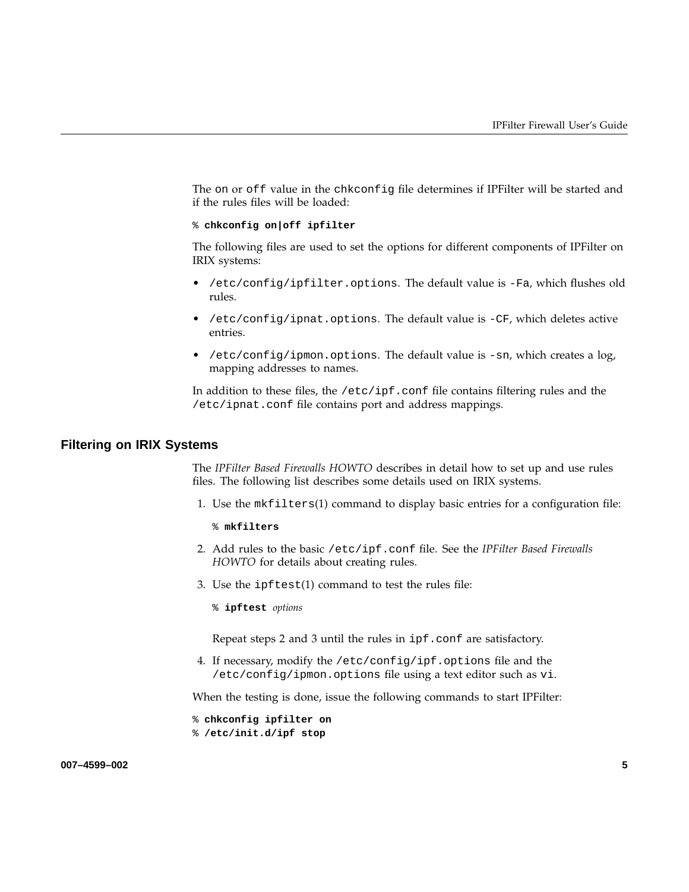The on or off value in the chkconfig file determines if IPFilter will be started and if the rules files will be loaded:

```
% chkconfig on|off ipfilter
```

The following files are used to set the options for different components of IPFilter on IRIX systems:

- /etc/config/ipfilter.options. The default value is -Fa, which flushes old rules.
- /etc/config/ipnat.options. The default value is -CF, which deletes active entries.
- /etc/config/ipmon.options. The default value is -sn, which creates a log, mapping addresses to names.

In addition to these files, the /etc/ipf.conf file contains filtering rules and the /etc/ipnat.conf file contains port and address mappings.

## Filtering on IRIX Systems

The *IPFilter Based Firewalls HOWTO* describes in detail how to set up and use rules files. The following list describes some details used on IRIX systems.

1. Use the mkfilters(1) command to display basic entries for a configuration file:

   ```
   % mkfilters
   ```

2. Add rules to the basic /etc/ipf.conf file. See the *IPFilter Based Firewalls HOWTO* for details about creating rules.

3. Use the ipftest(1) command to test the rules file:

   ```
   % ipftest options
   ```

   Repeat steps 2 and 3 until the rules in ipf.conf are satisfactory.

4. If necessary, modify the /etc/config/ipf.options file and the /etc/config/ipmon.options file using a text editor such as vi.

When the testing is done, issue the following commands to start IPFilter:

```
% chkconfig ipfilter on
% /etc/init.d/ipf stop
```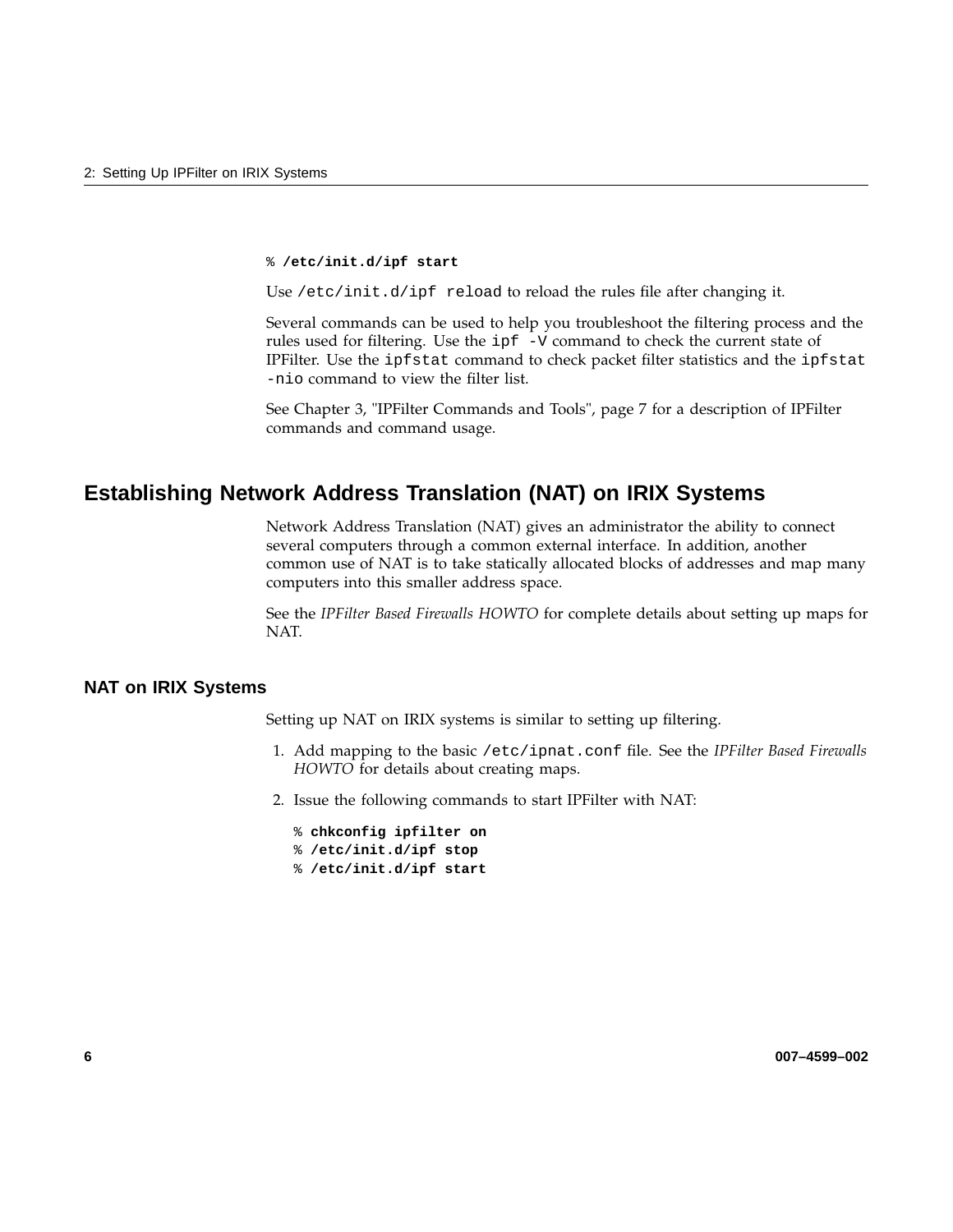```
% /etc/init.d/ipf start
```

Use `/etc/init.d/ipf reload` to reload the rules file after changing it.

Several commands can be used to help you troubleshoot the filtering process and the rules used for filtering. Use the `ipf -V` command to check the current state of IPFilter. Use the `ipfstat` command to check packet filter statistics and the `ipfstat -nio` command to view the filter list.

See Chapter 3, "IPFilter Commands and Tools", page 7 for a description of IPFilter commands and command usage.

## Establishing Network Address Translation (NAT) on IRIX Systems

Network Address Translation (NAT) gives an administrator the ability to connect several computers through a common external interface. In addition, another common use of NAT is to take statically allocated blocks of addresses and map many computers into this smaller address space.

See the *IPFilter Based Firewalls HOWTO* for complete details about setting up maps for NAT.

### NAT on IRIX Systems

Setting up NAT on IRIX systems is similar to setting up filtering.

1. Add mapping to the basic `/etc/ipnat.conf` file. See the *IPFilter Based Firewalls HOWTO* for details about creating maps.

2. Issue the following commands to start IPFilter with NAT:

```
% chkconfig ipfilter on
% /etc/init.d/ipf stop
% /etc/init.d/ipf start
```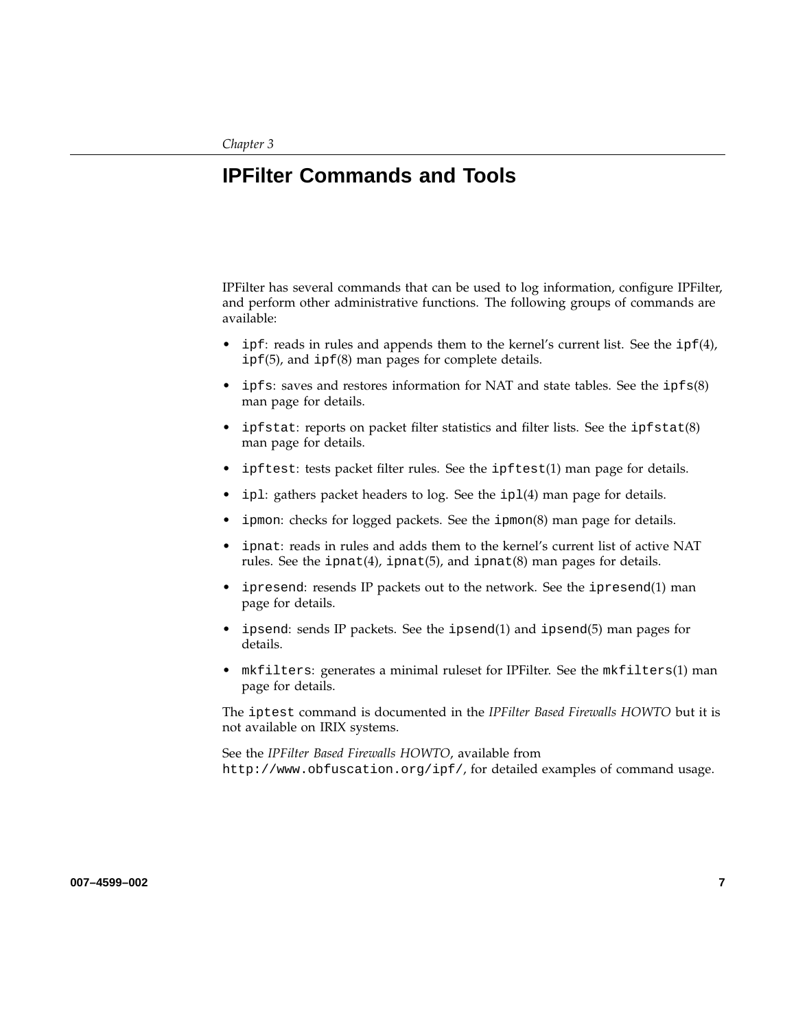*Chapter 3*

# IPFilter Commands and Tools

IPFilter has several commands that can be used to log information, configure IPFilter, and perform other administrative functions. The following groups of commands are available:

- `ipf`: reads in rules and appends them to the kernel's current list. See the `ipf`(4), `ipf`(5), and `ipf`(8) man pages for complete details.
- `ipfs`: saves and restores information for NAT and state tables. See the `ipfs`(8) man page for details.
- `ipfstat`: reports on packet filter statistics and filter lists. See the `ipfstat`(8) man page for details.
- `ipftest`: tests packet filter rules. See the `ipftest`(1) man page for details.
- `ipl`: gathers packet headers to log. See the `ipl`(4) man page for details.
- `ipmon`: checks for logged packets. See the `ipmon`(8) man page for details.
- `ipnat`: reads in rules and adds them to the kernel's current list of active NAT rules. See the `ipnat`(4), `ipnat`(5), and `ipnat`(8) man pages for details.
- `ipresend`: resends IP packets out to the network. See the `ipresend`(1) man page for details.
- `ipsend`: sends IP packets. See the `ipsend`(1) and `ipsend`(5) man pages for details.
- `mkfilters`: generates a minimal ruleset for IPFilter. See the `mkfilters`(1) man page for details.

The `iptest` command is documented in the *IPFilter Based Firewalls HOWTO* but it is not available on IRIX systems.

See the *IPFilter Based Firewalls HOWTO*, available from `http://www.obfuscation.org/ipf/`, for detailed examples of command usage.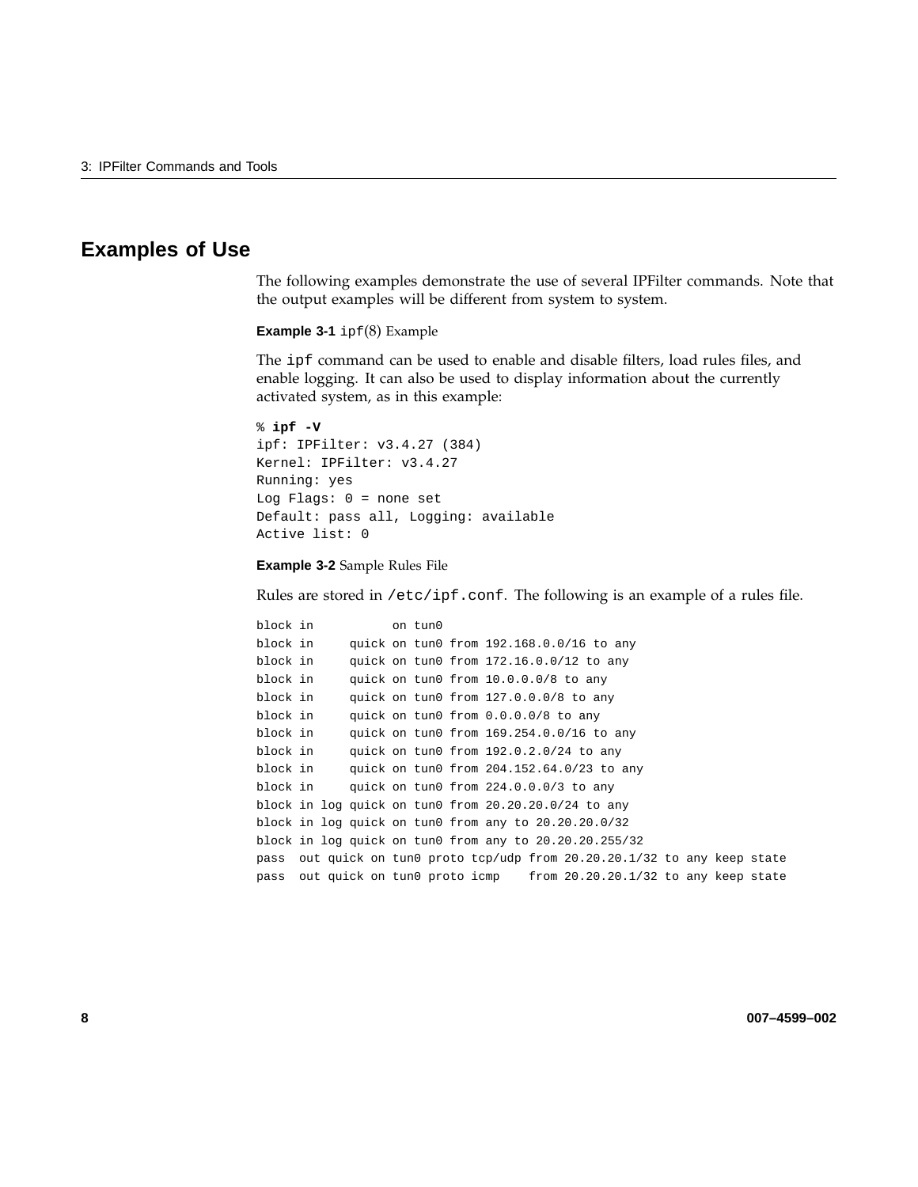## Examples of Use

The following examples demonstrate the use of several IPFilter commands. Note that the output examples will be different from system to system.

**Example 3-1** `ipf`(8) Example

The `ipf` command can be used to enable and disable filters, load rules files, and enable logging. It can also be used to display information about the currently activated system, as in this example:

```
% ipf -V
ipf: IPFilter: v3.4.27 (384)
Kernel: IPFilter: v3.4.27
Running: yes
Log Flags: 0 = none set
Default: pass all, Logging: available
Active list: 0
```

**Example 3-2** Sample Rules File

Rules are stored in `/etc/ipf.conf`. The following is an example of a rules file.

```
block in           on tun0
block in     quick on tun0 from 192.168.0.0/16 to any
block in     quick on tun0 from 172.16.0.0/12 to any
block in     quick on tun0 from 10.0.0.0/8 to any
block in     quick on tun0 from 127.0.0.0/8 to any
block in     quick on tun0 from 0.0.0.0/8 to any
block in     quick on tun0 from 169.254.0.0/16 to any
block in     quick on tun0 from 192.0.2.0/24 to any
block in     quick on tun0 from 204.152.64.0/23 to any
block in     quick on tun0 from 224.0.0.0/3 to any
block in log quick on tun0 from 20.20.20.0/24 to any
block in log quick on tun0 from any to 20.20.20.0/32
block in log quick on tun0 from any to 20.20.20.255/32
pass  out quick on tun0 proto tcp/udp from 20.20.20.1/32 to any keep state
pass  out quick on tun0 proto icmp    from 20.20.20.1/32 to any keep state
```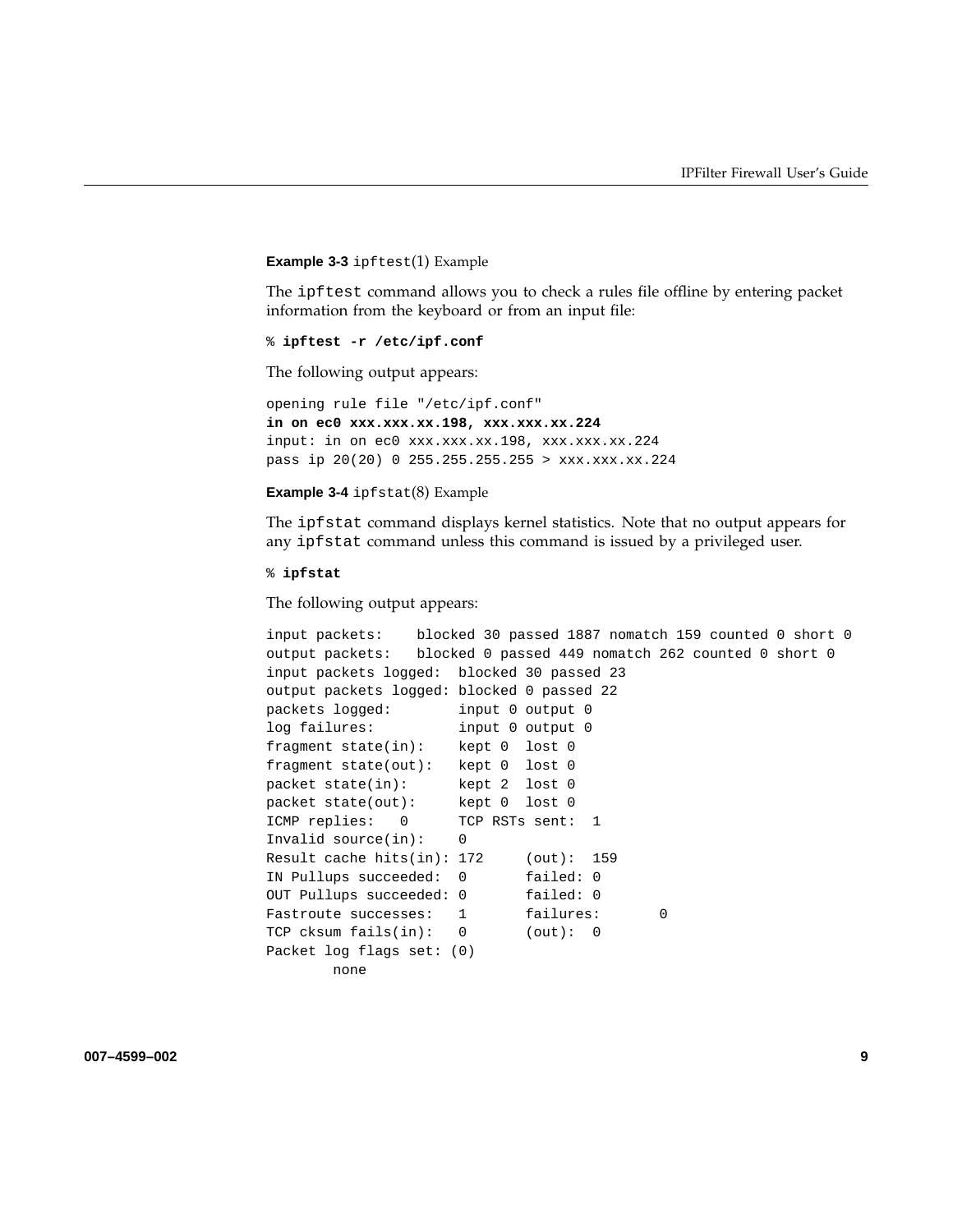**Example 3-3** `ipftest`(1) Example

The `ipftest` command allows you to check a rules file offline by entering packet information from the keyboard or from an input file:

```
% ipftest -r /etc/ipf.conf
```

The following output appears:

```
opening rule file "/etc/ipf.conf"
in on ec0 xxx.xxx.xx.198, xxx.xxx.xx.224
input: in on ec0 xxx.xxx.xx.198, xxx.xxx.xx.224
pass ip 20(20) 0 255.255.255.255 > xxx.xxx.xx.224
```

**Example 3-4** `ipfstat`(8) Example

The `ipfstat` command displays kernel statistics. Note that no output appears for any `ipfstat` command unless this command is issued by a privileged user.

```
% ipfstat
```

The following output appears:

```
input packets:    blocked 30 passed 1887 nomatch 159 counted 0 short 0
output packets:   blocked 0 passed 449 nomatch 262 counted 0 short 0
input packets logged:  blocked 30 passed 23
output packets logged: blocked 0 passed 22
packets logged:        input 0 output 0
log failures:          input 0 output 0
fragment state(in):    kept 0  lost 0
fragment state(out):   kept 0  lost 0
packet state(in):      kept 2  lost 0
packet state(out):     kept 0  lost 0
ICMP replies:   0      TCP RSTs sent:  1
Invalid source(in):    0
Result cache hits(in): 172     (out):  159
IN Pullups succeeded:  0       failed: 0
OUT Pullups succeeded: 0       failed: 0
Fastroute successes:   1       failures:       0
TCP cksum fails(in):   0       (out):  0
Packet log flags set: (0)
        none
```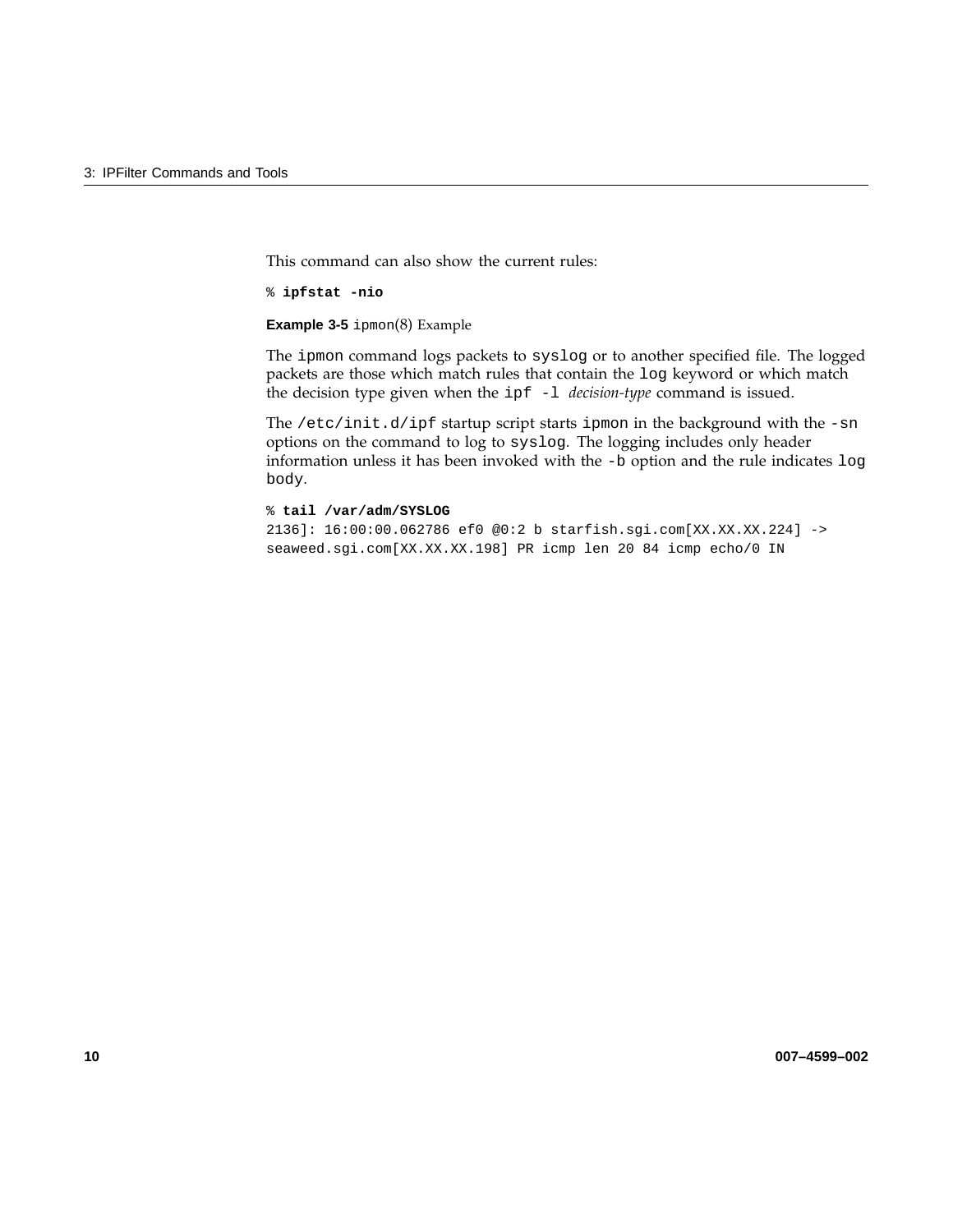This command can also show the current rules:

```
% ipfstat -nio
```

**Example 3-5** `ipmon`(8) Example

The `ipmon` command logs packets to `syslog` or to another specified file. The logged packets are those which match rules that contain the `log` keyword or which match the decision type given when the `ipf -l` *decision-type* command is issued.

The `/etc/init.d/ipf` startup script starts `ipmon` in the background with the `-sn` options on the command to log to `syslog`. The logging includes only header information unless it has been invoked with the `-b` option and the rule indicates `log body`.

```
% tail /var/adm/SYSLOG
2136]: 16:00:00.062786 ef0 @0:2 b starfish.sgi.com[XX.XX.XX.224] ->
seaweed.sgi.com[XX.XX.XX.198] PR icmp len 20 84 icmp echo/0 IN
```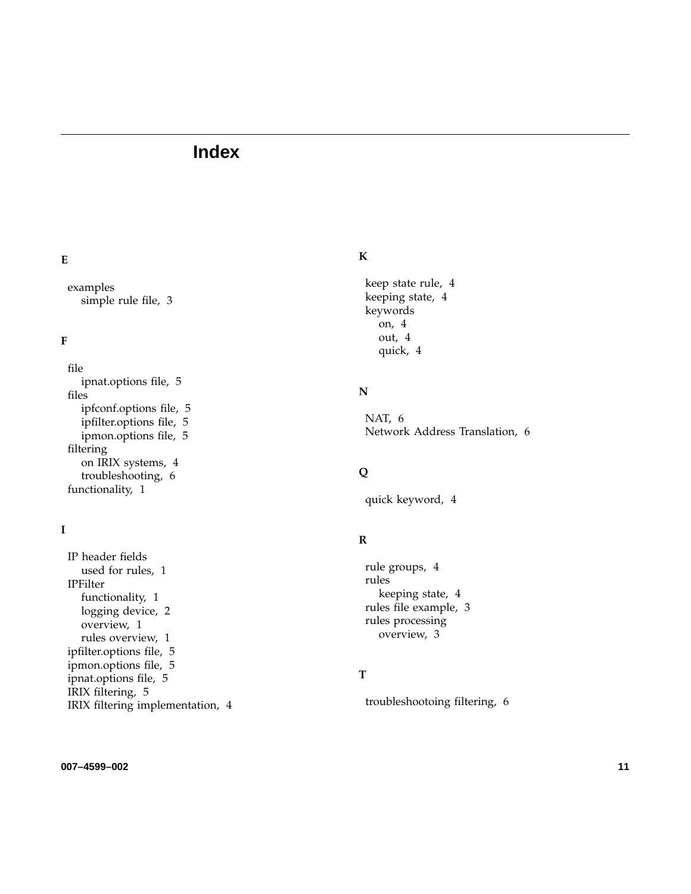# Index

**E**

examples
  simple rule file, 3

**F**

file
  ipnat.options file, 5
files
  ipfconf.options file, 5
  ipfilter.options file, 5
  ipmon.options file, 5
filtering
  on IRIX systems, 4
  troubleshooting, 6
functionality, 1

**I**

IP header fields
  used for rules, 1
IPFilter
  functionality, 1
  logging device, 2
  overview, 1
  rules overview, 1
ipfilter.options file, 5
ipmon.options file, 5
ipnat.options file, 5
IRIX filtering, 5
IRIX filtering implementation, 4

**K**

keep state rule, 4
keeping state, 4
keywords
  on, 4
  out, 4
  quick, 4

**N**

NAT, 6
Network Address Translation, 6

**Q**

quick keyword, 4

**R**

rule groups, 4
rules
  keeping state, 4
rules file example, 3
rules processing
  overview, 3

**T**

troubleshootoing filtering, 6